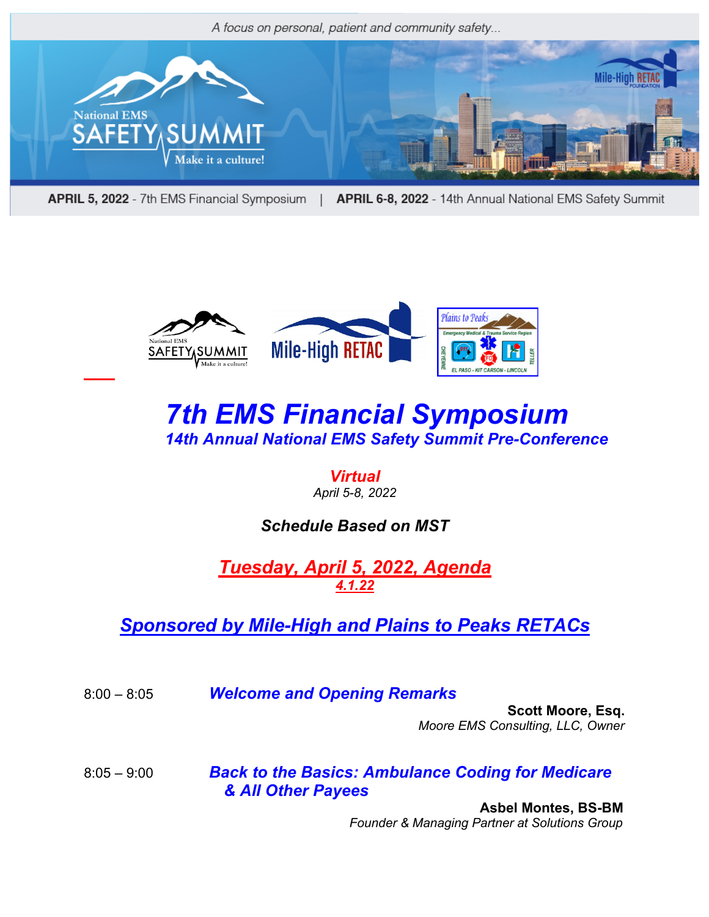A focus on personal, patient and community safety...

National EMS SAFETY SUMMIT — Make it a culture!

Mile-High RETAC FOUNDATION

**APRIL 5, 2022** - 7th EMS Financial Symposium | **APRIL 6-8, 2022** - 14th Annual National EMS Safety Summit

# *7th EMS Financial Symposium*

## *14th Annual National EMS Safety Summit Pre-Conference*

***Virtual***

*April 5-8, 2022*

***Schedule Based on MST***

## ***Tuesday, April 5, 2022, Agenda***

***4.1.22***

## ***Sponsored by Mile-High and Plains to Peaks RETACs***

8:00 – 8:05 ***Welcome and Opening Remarks***

**Scott Moore, Esq.**
*Moore EMS Consulting, LLC, Owner*

8:05 – 9:00 ***Back to the Basics: Ambulance Coding for Medicare & All Other Payees***

**Asbel Montes, BS-BM**
*Founder & Managing Partner at Solutions Group*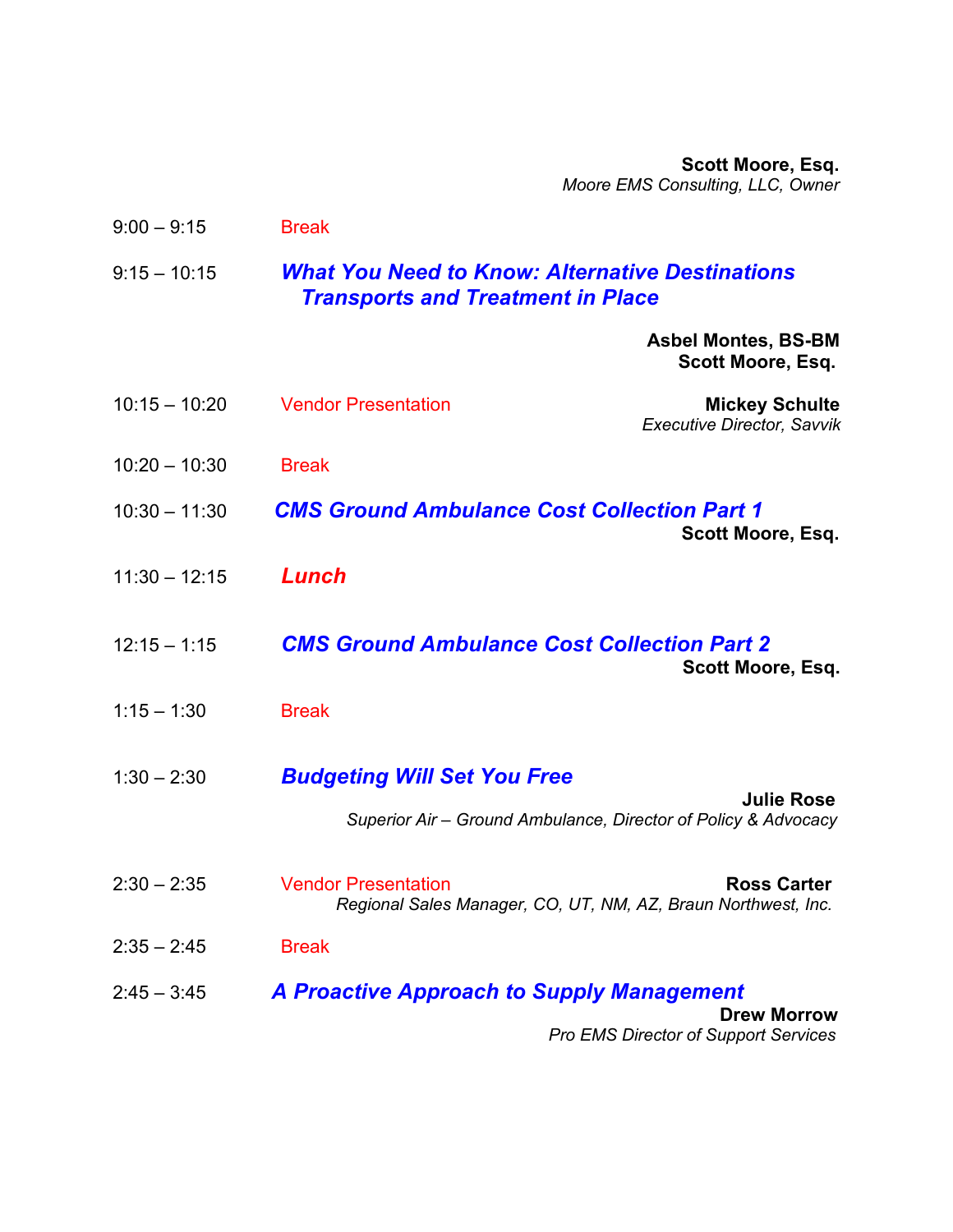**Scott Moore, Esq.**
*Moore EMS Consulting, LLC, Owner*

9:00 – 9:15 Break

9:15 – 10:15 ***What You Need to Know: Alternative Destinations Transports and Treatment in Place***

**Asbel Montes, BS-BM**
**Scott Moore, Esq.**

10:15 – 10:20 Vendor Presentation

**Mickey Schulte**
*Executive Director, Savvik*

10:20 – 10:30 Break

10:30 – 11:30 ***CMS Ground Ambulance Cost Collection Part 1***

**Scott Moore, Esq.**

11:30 – 12:15 ***Lunch***

12:15 – 1:15 ***CMS Ground Ambulance Cost Collection Part 2***

**Scott Moore, Esq.**

1:15 – 1:30 Break

1:30 – 2:30 ***Budgeting Will Set You Free***

**Julie Rose**
*Superior Air – Ground Ambulance, Director of Policy & Advocacy*

2:30 – 2:35 Vendor Presentation

**Ross Carter**
*Regional Sales Manager, CO, UT, NM, AZ, Braun Northwest, Inc.*

2:35 – 2:45 Break

2:45 – 3:45 ***A Proactive Approach to Supply Management***

**Drew Morrow**
*Pro EMS Director of Support Services*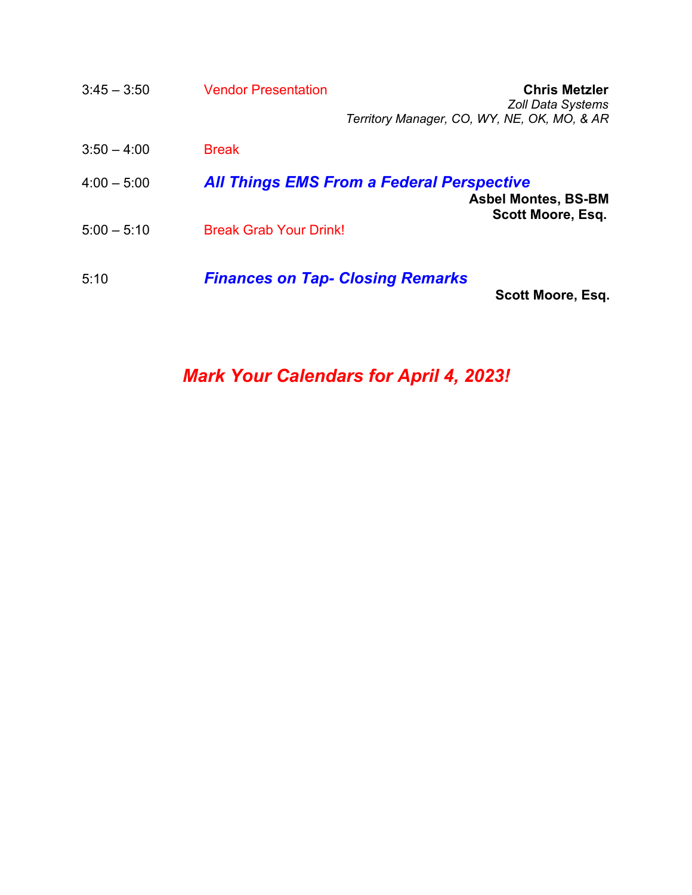3:45 – 3:50 Vendor Presentation

**Chris Metzler**
*Zoll Data Systems*
*Territory Manager, CO, WY, NE, OK, MO, & AR*

3:50 – 4:00 Break

4:00 – 5:00 ***All Things EMS From a Federal Perspective***

**Asbel Montes, BS-BM**
**Scott Moore, Esq.**

5:00 – 5:10 Break Grab Your Drink!

5:10 ***Finances on Tap- Closing Remarks***

**Scott Moore, Esq.**

***Mark Your Calendars for April 4, 2023!***